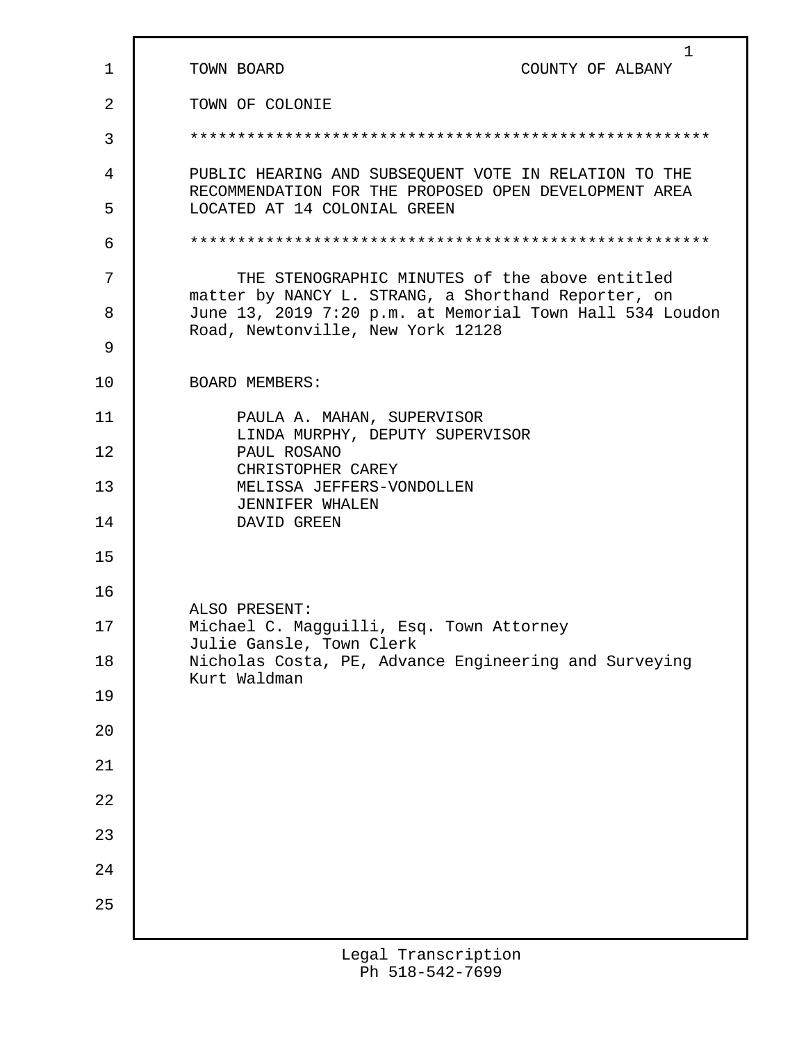TOWN BOARD COUNTY OF ALBANY

TOWN OF COLONIE

*****************************************************

PUBLIC HEARING AND SUBSEQUENT VOTE IN RELATION TO THE RECOMMENDATION FOR THE PROPOSED OPEN DEVELOPMENT AREA LOCATED AT 14 COLONIAL GREEN

*****************************************************

THE STENOGRAPHIC MINUTES of the above entitled matter by NANCY L. STRANG, a Shorthand Reporter, on June 13, 2019 7:20 p.m. at Memorial Town Hall 534 Loudon Road, Newtonville, New York 12128

BOARD MEMBERS:

PAULA A. MAHAN, SUPERVISOR
LINDA MURPHY, DEPUTY SUPERVISOR
PAUL ROSANO
CHRISTOPHER CAREY
MELISSA JEFFERS-VONDOLLEN
JENNIFER WHALEN
DAVID GREEN

ALSO PRESENT:
Michael C. Magguilli, Esq. Town Attorney
Julie Gansle, Town Clerk
Nicholas Costa, PE, Advance Engineering and Surveying
Kurt Waldman

Legal Transcription
Ph 518-542-7699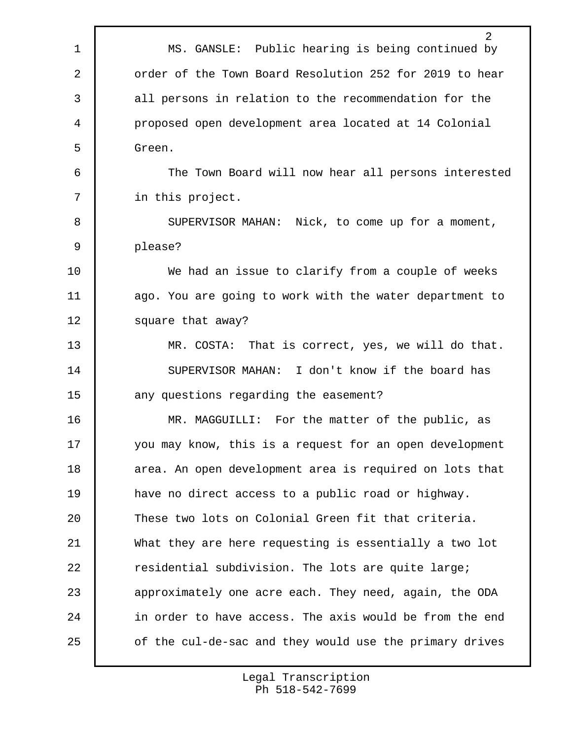MS. GANSLE: Public hearing is being continued by order of the Town Board Resolution 252 for 2019 to hear all persons in relation to the recommendation for the proposed open development area located at 14 Colonial Green.

The Town Board will now hear all persons interested in this project.

SUPERVISOR MAHAN: Nick, to come up for a moment, please?

We had an issue to clarify from a couple of weeks ago. You are going to work with the water department to square that away?

MR. COSTA: That is correct, yes, we will do that.

SUPERVISOR MAHAN: I don't know if the board has any questions regarding the easement?

MR. MAGGUILLI: For the matter of the public, as you may know, this is a request for an open development area. An open development area is required on lots that have no direct access to a public road or highway. These two lots on Colonial Green fit that criteria. What they are here requesting is essentially a two lot residential subdivision. The lots are quite large; approximately one acre each. They need, again, the ODA in order to have access. The axis would be from the end of the cul-de-sac and they would use the primary drives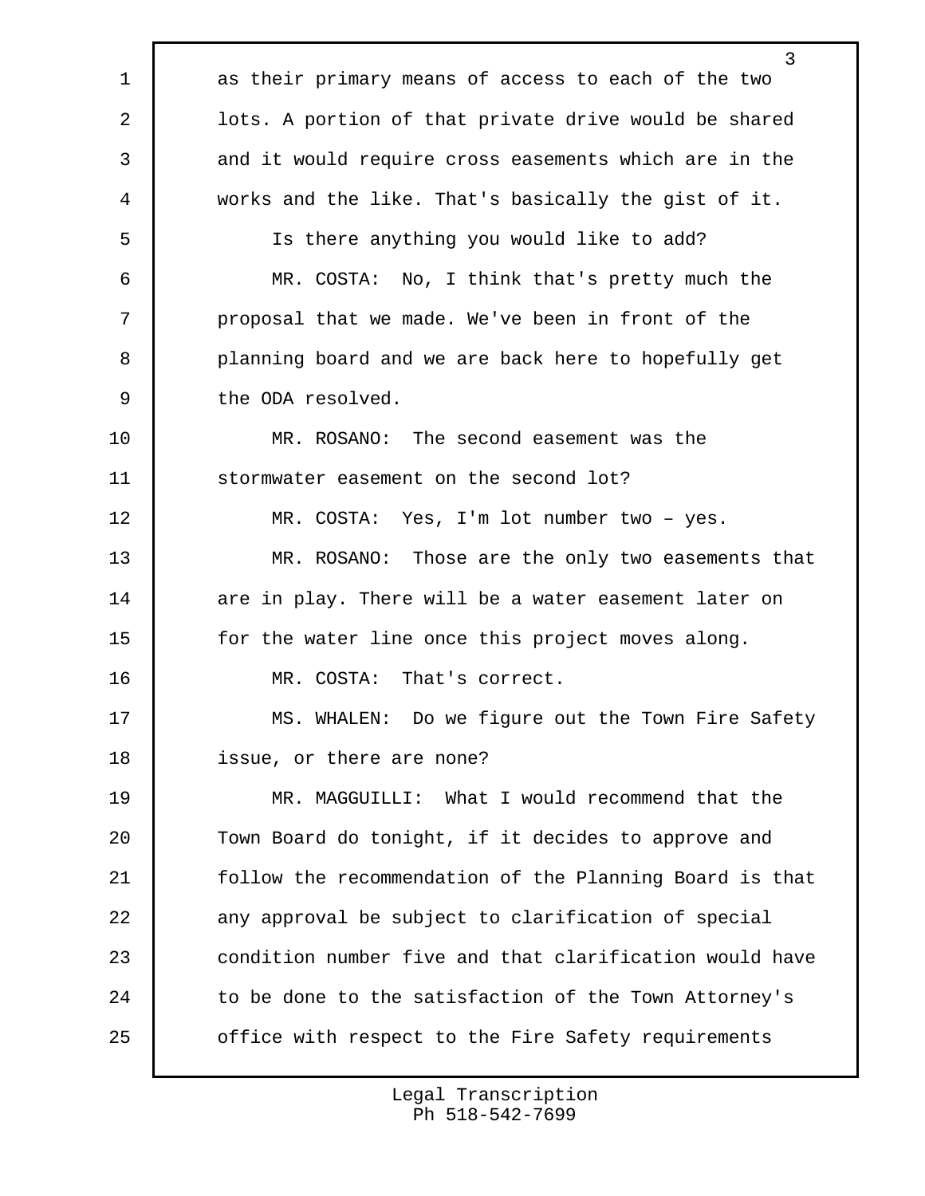as their primary means of access to each of the two lots. A portion of that private drive would be shared and it would require cross easements which are in the works and the like. That's basically the gist of it.

Is there anything you would like to add?

MR. COSTA: No, I think that's pretty much the proposal that we made. We've been in front of the planning board and we are back here to hopefully get the ODA resolved.

MR. ROSANO: The second easement was the stormwater easement on the second lot?

MR. COSTA: Yes, I'm lot number two – yes.

MR. ROSANO: Those are the only two easements that are in play. There will be a water easement later on for the water line once this project moves along.

MR. COSTA: That's correct.

MS. WHALEN: Do we figure out the Town Fire Safety issue, or there are none?

MR. MAGGUILLI: What I would recommend that the Town Board do tonight, if it decides to approve and follow the recommendation of the Planning Board is that any approval be subject to clarification of special condition number five and that clarification would have to be done to the satisfaction of the Town Attorney's office with respect to the Fire Safety requirements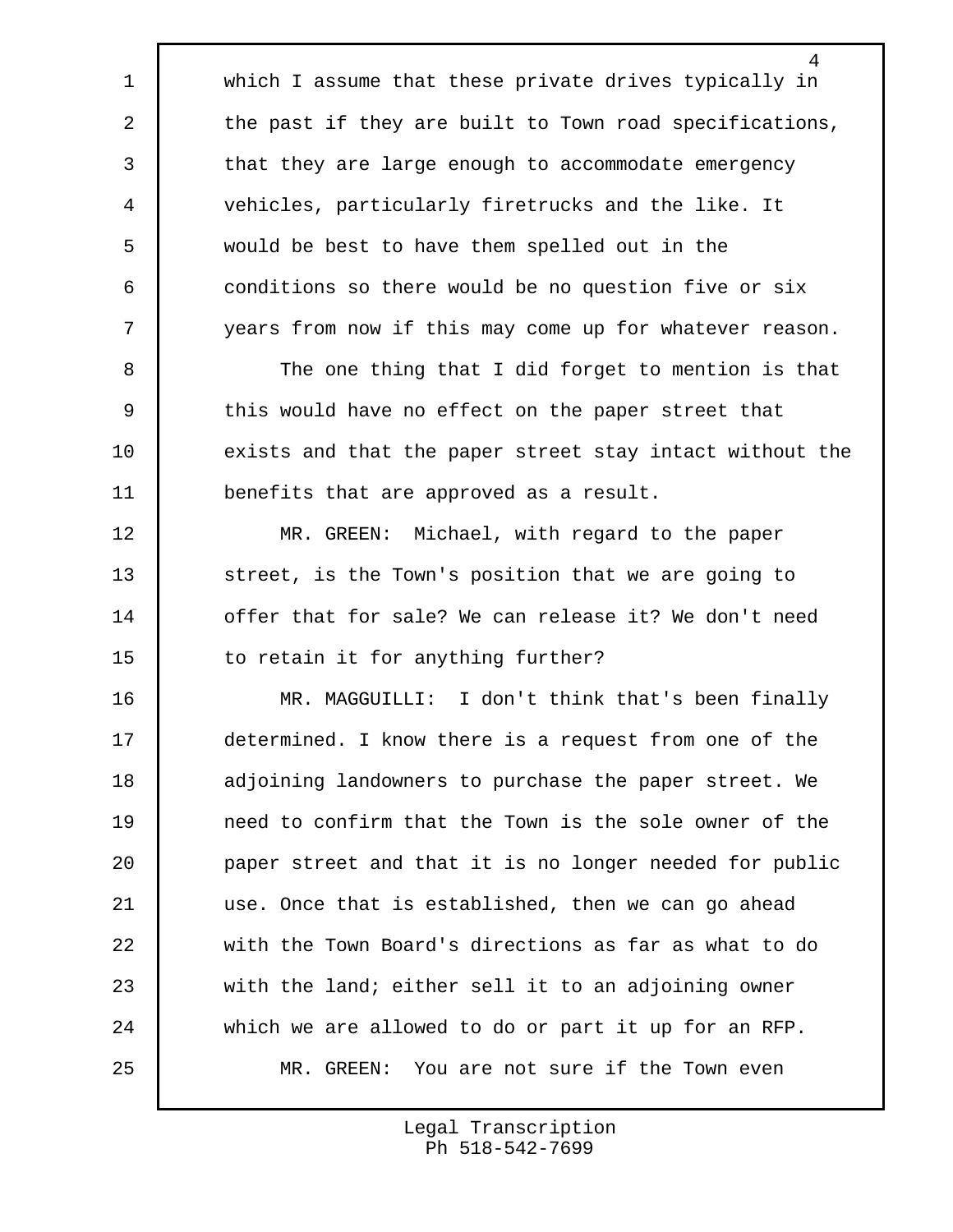which I assume that these private drives typically in the past if they are built to Town road specifications, that they are large enough to accommodate emergency vehicles, particularly firetrucks and the like. It would be best to have them spelled out in the conditions so there would be no question five or six years from now if this may come up for whatever reason.

The one thing that I did forget to mention is that this would have no effect on the paper street that exists and that the paper street stay intact without the benefits that are approved as a result.

MR. GREEN: Michael, with regard to the paper street, is the Town's position that we are going to offer that for sale? We can release it? We don't need to retain it for anything further?

MR. MAGGUILLI: I don't think that's been finally determined. I know there is a request from one of the adjoining landowners to purchase the paper street. We need to confirm that the Town is the sole owner of the paper street and that it is no longer needed for public use. Once that is established, then we can go ahead with the Town Board's directions as far as what to do with the land; either sell it to an adjoining owner which we are allowed to do or part it up for an RFP.

MR. GREEN: You are not sure if the Town even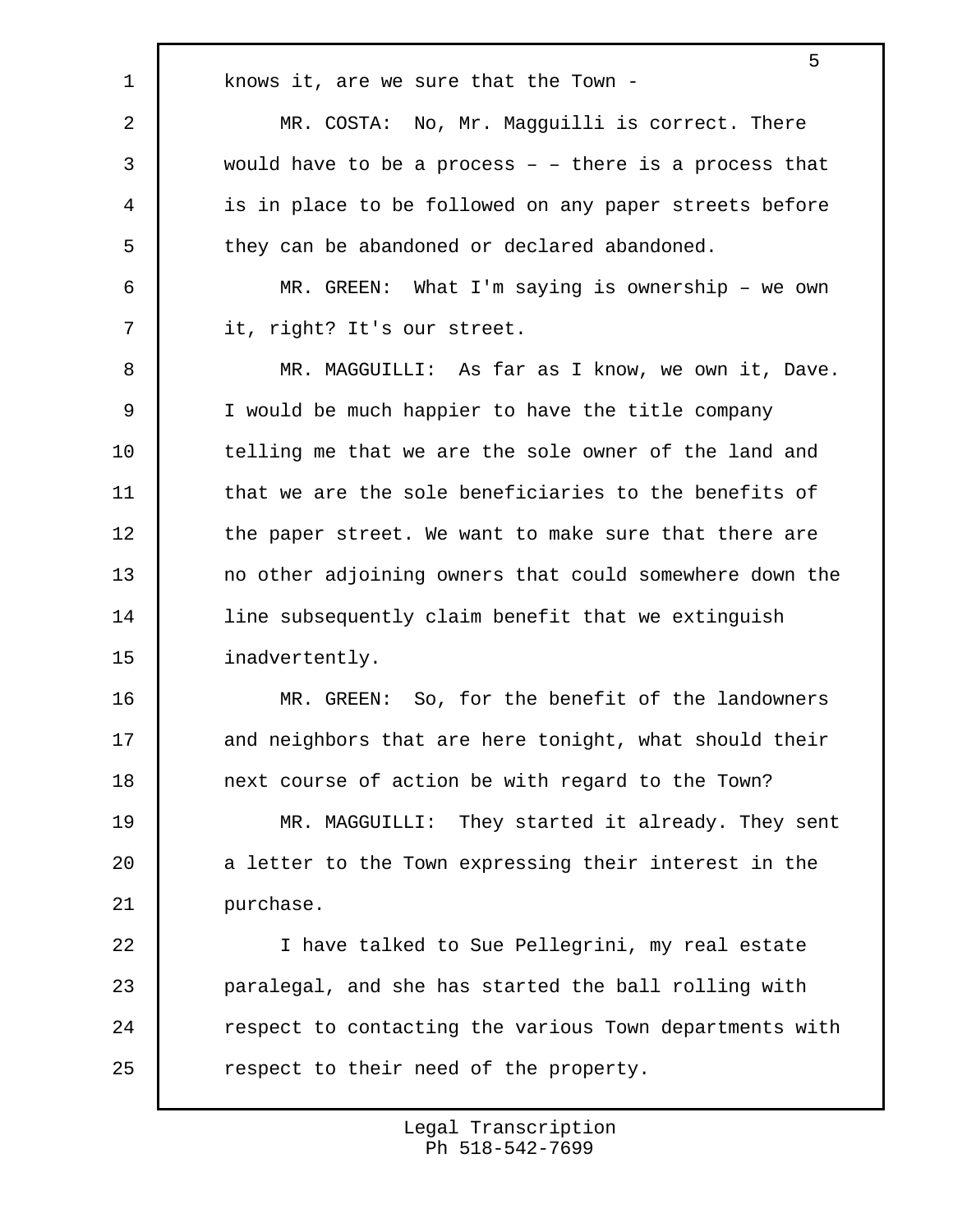knows it, are we sure that the Town -

MR. COSTA: No, Mr. Magguilli is correct. There would have to be a process – – there is a process that is in place to be followed on any paper streets before they can be abandoned or declared abandoned.

MR. GREEN: What I'm saying is ownership – we own it, right? It's our street.

MR. MAGGUILLI: As far as I know, we own it, Dave. I would be much happier to have the title company telling me that we are the sole owner of the land and that we are the sole beneficiaries to the benefits of the paper street. We want to make sure that there are no other adjoining owners that could somewhere down the line subsequently claim benefit that we extinguish inadvertently.

MR. GREEN: So, for the benefit of the landowners and neighbors that are here tonight, what should their next course of action be with regard to the Town?

MR. MAGGUILLI: They started it already. They sent a letter to the Town expressing their interest in the purchase.

I have talked to Sue Pellegrini, my real estate paralegal, and she has started the ball rolling with respect to contacting the various Town departments with respect to their need of the property.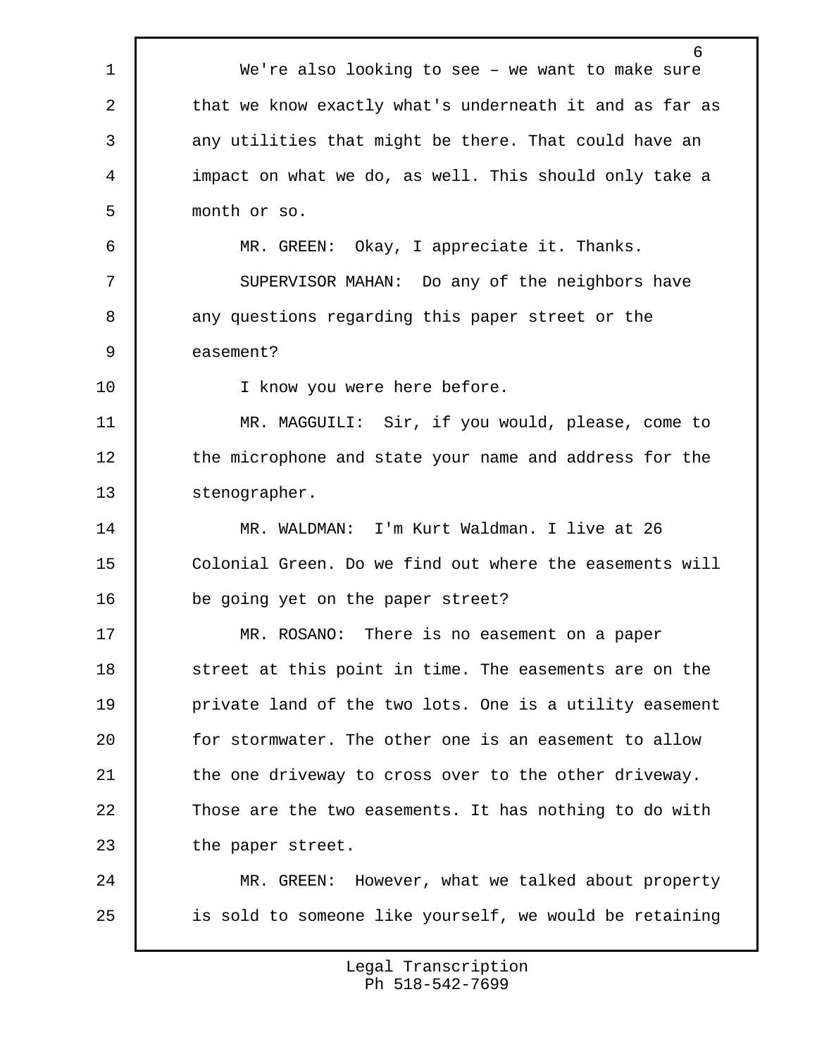We're also looking to see – we want to make sure that we know exactly what's underneath it and as far as any utilities that might be there. That could have an impact on what we do, as well. This should only take a month or so.

MR. GREEN: Okay, I appreciate it. Thanks.

SUPERVISOR MAHAN: Do any of the neighbors have any questions regarding this paper street or the easement?

I know you were here before.

MR. MAGGUILI: Sir, if you would, please, come to the microphone and state your name and address for the stenographer.

MR. WALDMAN: I'm Kurt Waldman. I live at 26 Colonial Green. Do we find out where the easements will be going yet on the paper street?

MR. ROSANO: There is no easement on a paper street at this point in time. The easements are on the private land of the two lots. One is a utility easement for stormwater. The other one is an easement to allow the one driveway to cross over to the other driveway. Those are the two easements. It has nothing to do with the paper street.

MR. GREEN: However, what we talked about property is sold to someone like yourself, we would be retaining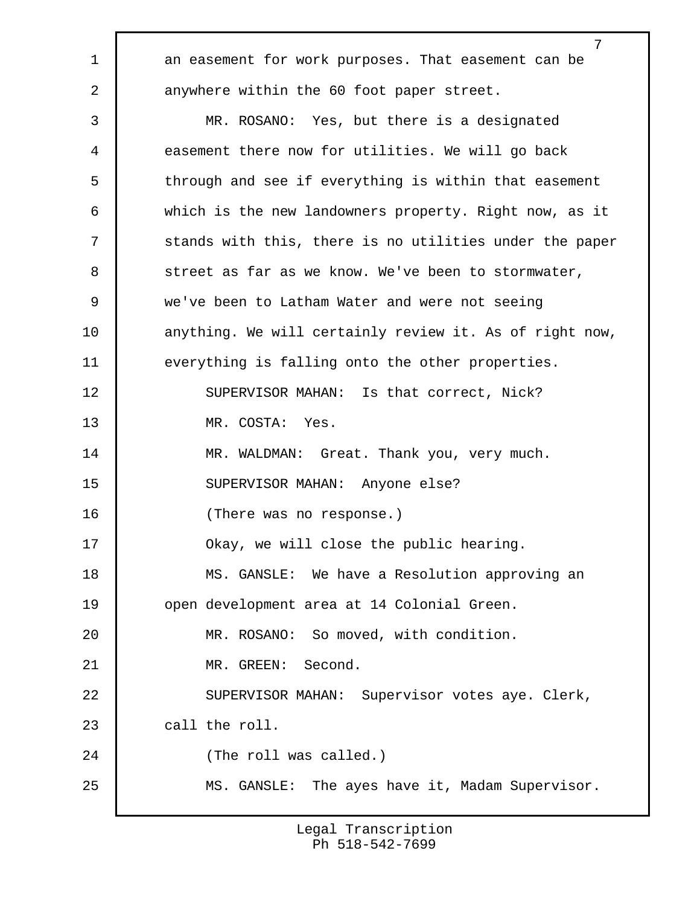an easement for work purposes. That easement can be anywhere within the 60 foot paper street.

MR. ROSANO: Yes, but there is a designated easement there now for utilities. We will go back through and see if everything is within that easement which is the new landowners property. Right now, as it stands with this, there is no utilities under the paper street as far as we know. We've been to stormwater, we've been to Latham Water and were not seeing anything. We will certainly review it. As of right now, everything is falling onto the other properties.

SUPERVISOR MAHAN: Is that correct, Nick?

MR. COSTA: Yes.

MR. WALDMAN: Great. Thank you, very much.

SUPERVISOR MAHAN: Anyone else?

(There was no response.)

Okay, we will close the public hearing.

MS. GANSLE: We have a Resolution approving an open development area at 14 Colonial Green.

MR. ROSANO: So moved, with condition.

MR. GREEN: Second.

SUPERVISOR MAHAN: Supervisor votes aye. Clerk, call the roll.

(The roll was called.)

MS. GANSLE: The ayes have it, Madam Supervisor.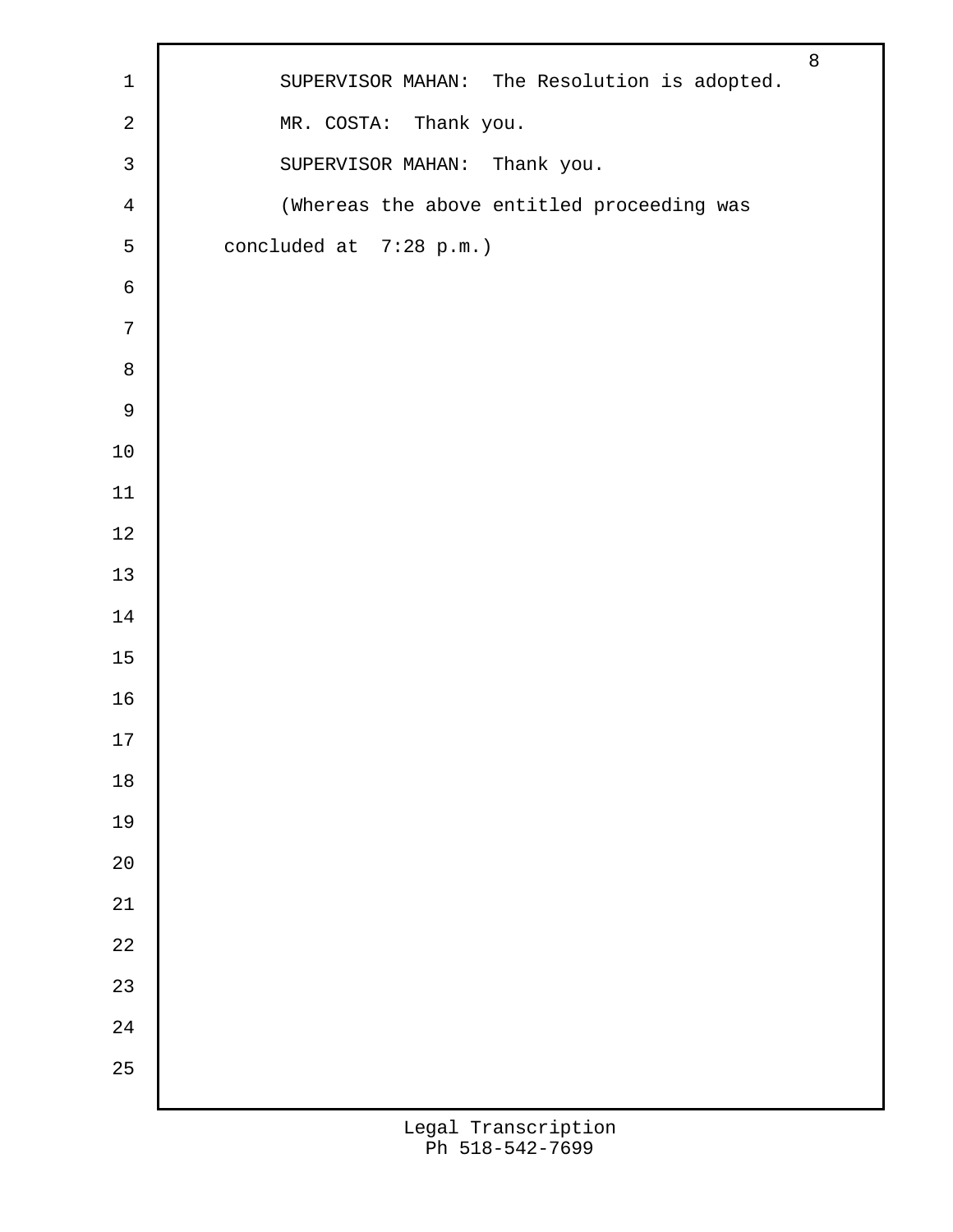SUPERVISOR MAHAN: The Resolution is adopted.

MR. COSTA: Thank you.

SUPERVISOR MAHAN: Thank you.

(Whereas the above entitled proceeding was concluded at 7:28 p.m.)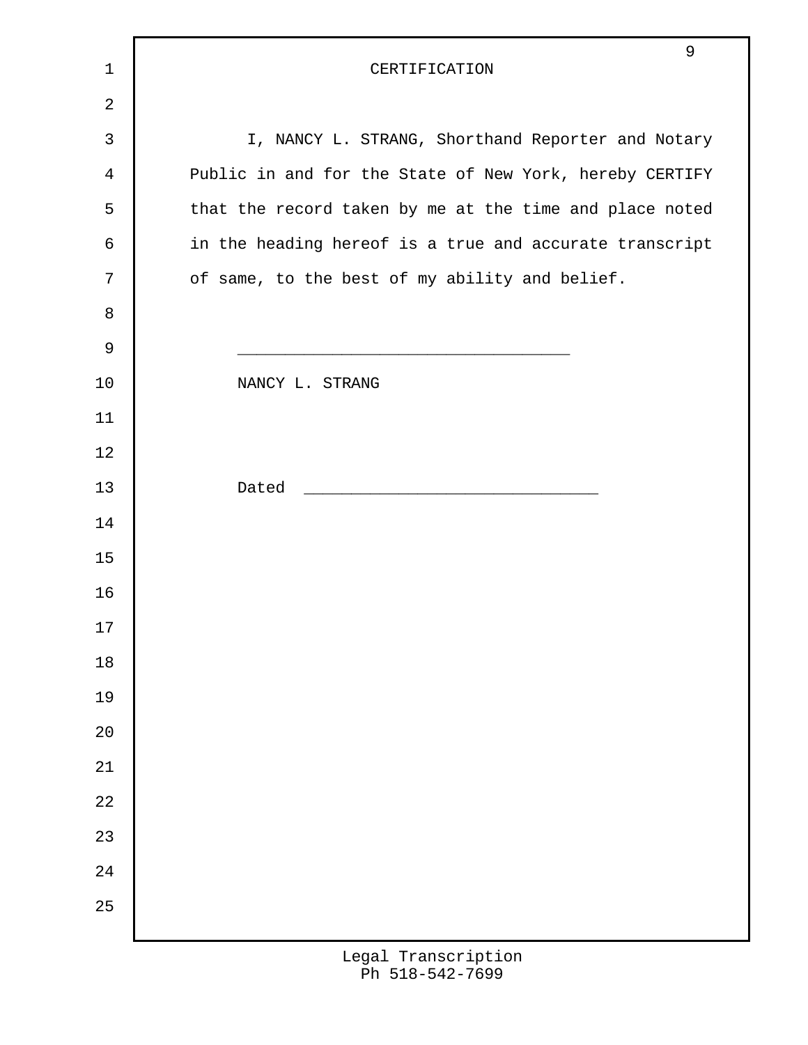# CERTIFICATION

I, NANCY L. STRANG, Shorthand Reporter and Notary Public in and for the State of New York, hereby CERTIFY that the record taken by me at the time and place noted in the heading hereof is a true and accurate transcript of same, to the best of my ability and belief.

___________________________________

NANCY L. STRANG

Dated _______________________________

Legal Transcription
Ph 518-542-7699